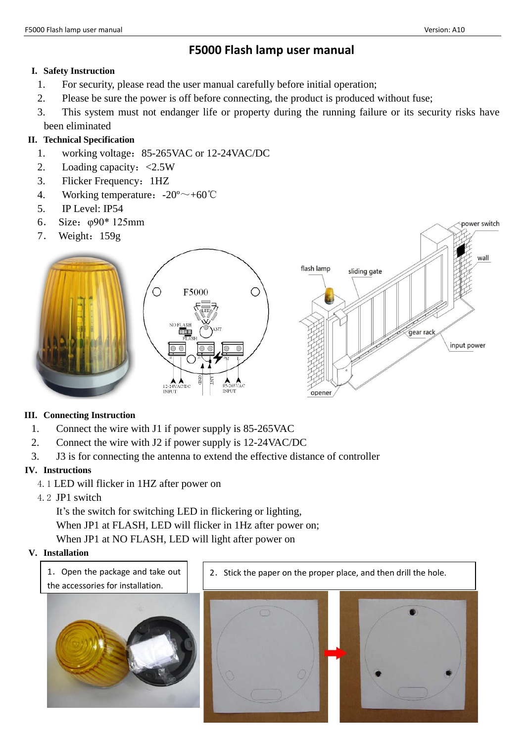# F5000 Flash lamp user manual

## I. Safety Instruction

1. For security, please read the user manual carefully before initial operation;
2. Please be sure the power is off before connecting, the product is produced without fuse;
3. This system must not endanger life or property during the running failure or its security risks have been eliminated

## II. Technical Specification

1. working voltage：85-265VAC or 12-24VAC/DC
2. Loading capacity：<2.5W
3. Flicker Frequency：1HZ
4. Working temperature：-20º～+60℃
5. IP Level: IP54
6. Size：φ90* 125mm
7. Weight：159g

## III. Connecting Instruction

1. Connect the wire with J1 if power supply is 85-265VAC
2. Connect the wire with J2 if power supply is 12-24VAC/DC
3. J3 is for connecting the antenna to extend the effective distance of controller

## IV. Instructions

4.1 LED will flicker in 1HZ after power on

4.2 JP1 switch

It's the switch for switching LED in flickering or lighting,
When JP1 at FLASH, LED will flicker in 1Hz after power on;
When JP1 at NO FLASH, LED will light after power on

## V. Installation

1. Open the package and take out the accessories for installation.

2. Stick the paper on the proper place, and then drill the hole.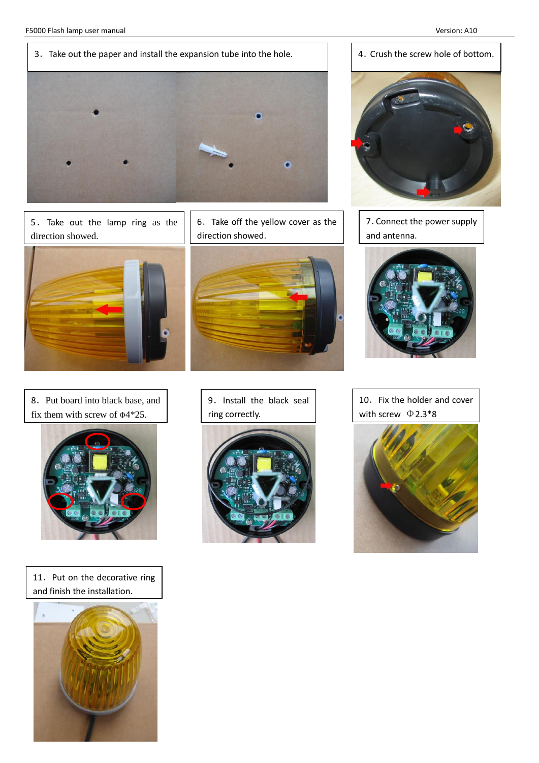3. Take out the paper and install the expansion tube into the hole.

4. Crush the screw hole of bottom.

5. Take out the lamp ring as the direction showed.

6. Take off the yellow cover as the direction showed.

7. Connect the power supply and antenna.

8. Put board into black base, and fix them with screw of Φ4*25.

9. Install the black seal ring correctly.

10. Fix the holder and cover with screw Φ2.3*8

11. Put on the decorative ring and finish the installation.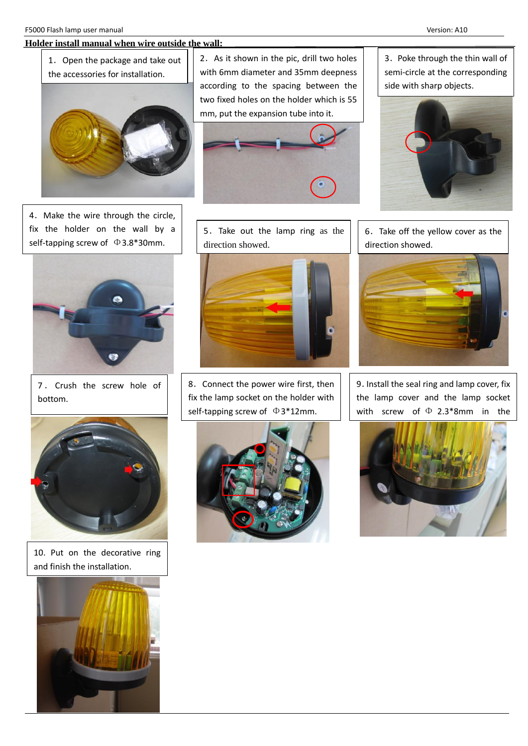## Holder install manual when wire outside the wall:

1. Open the package and take out the accessories for installation.

2. As it shown in the pic, drill two holes with 6mm diameter and 35mm deepness according to the spacing between the two fixed holes on the holder which is 55 mm, put the expansion tube into it.

3. Poke through the thin wall of semi-circle at the corresponding side with sharp objects.

4. Make the wire through the circle, fix the holder on the wall by a self-tapping screw of Φ3.8*30mm.

5. Take out the lamp ring as the direction showed.

6. Take off the yellow cover as the direction showed.

7. Crush the screw hole of bottom.

8. Connect the power wire first, then fix the lamp socket on the holder with self-tapping screw of Φ3*12mm.

9. Install the seal ring and lamp cover, fix the lamp cover and the lamp socket with screw of Φ 2.3*8mm in the

10. Put on the decorative ring and finish the installation.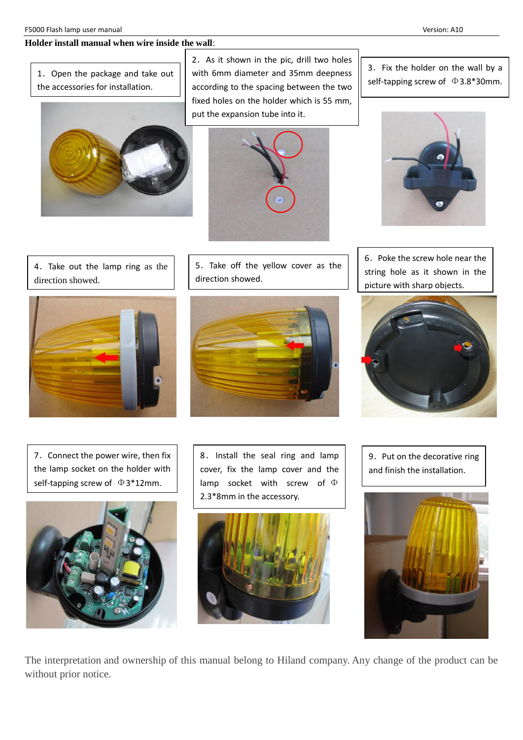**Holder install manual when wire inside the wall**:

1. Open the package and take out the accessories for installation.

2. As it shown in the pic, drill two holes with 6mm diameter and 35mm deepness according to the spacing between the two fixed holes on the holder which is 55 mm, put the expansion tube into it.

3. Fix the holder on the wall by a self-tapping screw of Φ3.8*30mm.

4. Take out the lamp ring as the direction showed.

5. Take off the yellow cover as the direction showed.

6. Poke the screw hole near the string hole as it shown in the picture with sharp objects.

7. Connect the power wire, then fix the lamp socket on the holder with self-tapping screw of Φ3*12mm.

8. Install the seal ring and lamp cover, fix the lamp cover and the lamp socket with screw of Φ 2.3*8mm in the accessory.

9. Put on the decorative ring and finish the installation.

The interpretation and ownership of this manual belong to Hiland company. Any change of the product can be without prior notice.